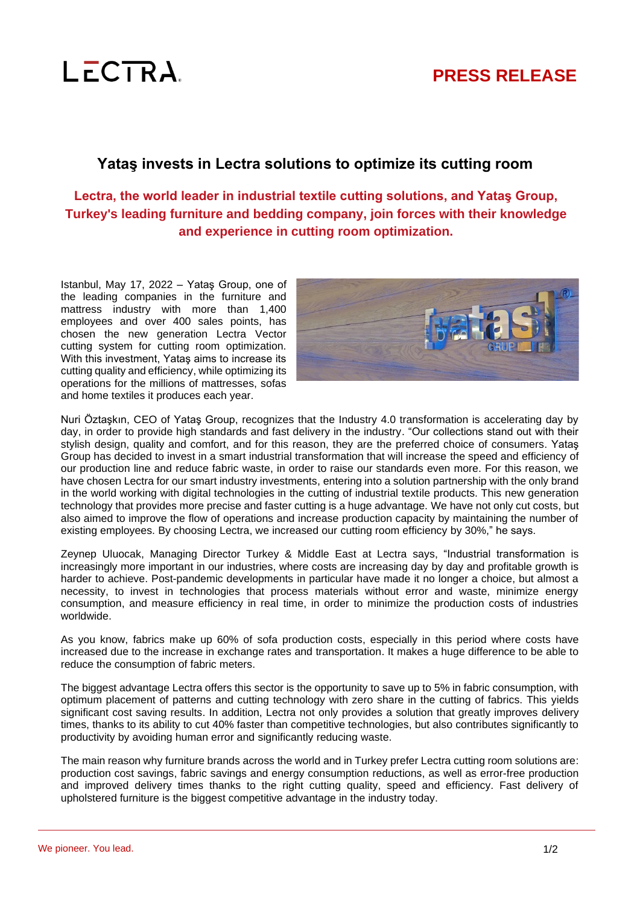LECTRA

**PRESS RELEASE**

## Yataş invests in Lectra solutions to optimize its cutting room

**Lectra, the world leader in industrial textile cutting solutions, and Yataş Group, Turkey's leading furniture and bedding company, join forces with their knowledge and experience in cutting room optimization.**

Istanbul, May 17, 2022 – Yataş Group, one of the leading companies in the furniture and mattress industry with more than 1,400 employees and over 400 sales points, has chosen the new generation Lectra Vector cutting system for cutting room optimization. With this investment, Yataş aims to increase its cutting quality and efficiency, while optimizing its operations for the millions of mattresses, sofas and home textiles it produces each year.

Nuri Öztaşkın, CEO of Yataş Group, recognizes that the Industry 4.0 transformation is accelerating day by day, in order to provide high standards and fast delivery in the industry. "Our collections stand out with their stylish design, quality and comfort, and for this reason, they are the preferred choice of consumers. Yataş Group has decided to invest in a smart industrial transformation that will increase the speed and efficiency of our production line and reduce fabric waste, in order to raise our standards even more. For this reason, we have chosen Lectra for our smart industry investments, entering into a solution partnership with the only brand in the world working with digital technologies in the cutting of industrial textile products. This new generation technology that provides more precise and faster cutting is a huge advantage. We have not only cut costs, but also aimed to improve the flow of operations and increase production capacity by maintaining the number of existing employees. By choosing Lectra, we increased our cutting room efficiency by 30%," he says.

Zeynep Uluocak, Managing Director Turkey & Middle East at Lectra says, "Industrial transformation is increasingly more important in our industries, where costs are increasing day by day and profitable growth is harder to achieve. Post-pandemic developments in particular have made it no longer a choice, but almost a necessity, to invest in technologies that process materials without error and waste, minimize energy consumption, and measure efficiency in real time, in order to minimize the production costs of industries worldwide.

As you know, fabrics make up 60% of sofa production costs, especially in this period where costs have increased due to the increase in exchange rates and transportation. It makes a huge difference to be able to reduce the consumption of fabric meters.

The biggest advantage Lectra offers this sector is the opportunity to save up to 5% in fabric consumption, with optimum placement of patterns and cutting technology with zero share in the cutting of fabrics. This yields significant cost saving results. In addition, Lectra not only provides a solution that greatly improves delivery times, thanks to its ability to cut 40% faster than competitive technologies, but also contributes significantly to productivity by avoiding human error and significantly reducing waste.

The main reason why furniture brands across the world and in Turkey prefer Lectra cutting room solutions are: production cost savings, fabric savings and energy consumption reductions, as well as error-free production and improved delivery times thanks to the right cutting quality, speed and efficiency. Fast delivery of upholstered furniture is the biggest competitive advantage in the industry today.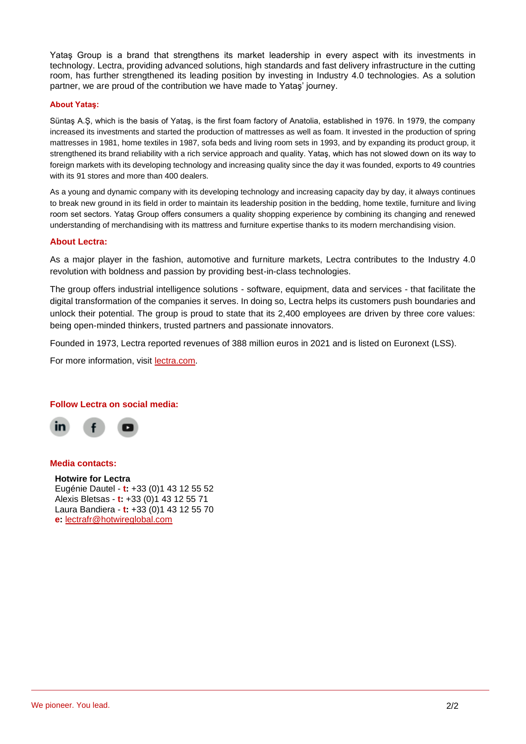Yataş Group is a brand that strengthens its market leadership in every aspect with its investments in technology. Lectra, providing advanced solutions, high standards and fast delivery infrastructure in the cutting room, has further strengthened its leading position by investing in Industry 4.0 technologies. As a solution partner, we are proud of the contribution we have made to Yataş' journey.

**About Yataş:**

Süntaş A.Ş, which is the basis of Yataş, is the first foam factory of Anatolia, established in 1976. In 1979, the company increased its investments and started the production of mattresses as well as foam. It invested in the production of spring mattresses in 1981, home textiles in 1987, sofa beds and living room sets in 1993, and by expanding its product group, it strengthened its brand reliability with a rich service approach and quality. Yataş, which has not slowed down on its way to foreign markets with its developing technology and increasing quality since the day it was founded, exports to 49 countries with its 91 stores and more than 400 dealers.

As a young and dynamic company with its developing technology and increasing capacity day by day, it always continues to break new ground in its field in order to maintain its leadership position in the bedding, home textile, furniture and living room set sectors. Yataş Group offers consumers a quality shopping experience by combining its changing and renewed understanding of merchandising with its mattress and furniture expertise thanks to its modern merchandising vision.

**About Lectra:**

As a major player in the fashion, automotive and furniture markets, Lectra contributes to the Industry 4.0 revolution with boldness and passion by providing best-in-class technologies.

The group offers industrial intelligence solutions - software, equipment, data and services - that facilitate the digital transformation of the companies it serves. In doing so, Lectra helps its customers push boundaries and unlock their potential. The group is proud to state that its 2,400 employees are driven by three core values: being open-minded thinkers, trusted partners and passionate innovators.

Founded in 1973, Lectra reported revenues of 388 million euros in 2021 and is listed on Euronext (LSS).

For more information, visit [lectra.com](lectra.com).

**Follow Lectra on social media:**

**Media contacts:**

**Hotwire for Lectra**
Eugénie Dautel - **t:** +33 (0)1 43 12 55 52
Alexis Bletsas - **t:** +33 (0)1 43 12 55 71
Laura Bandiera - **t:** +33 (0)1 43 12 55 70
**e:** lectrafr@hotwireglobal.com

We pioneer. You lead.